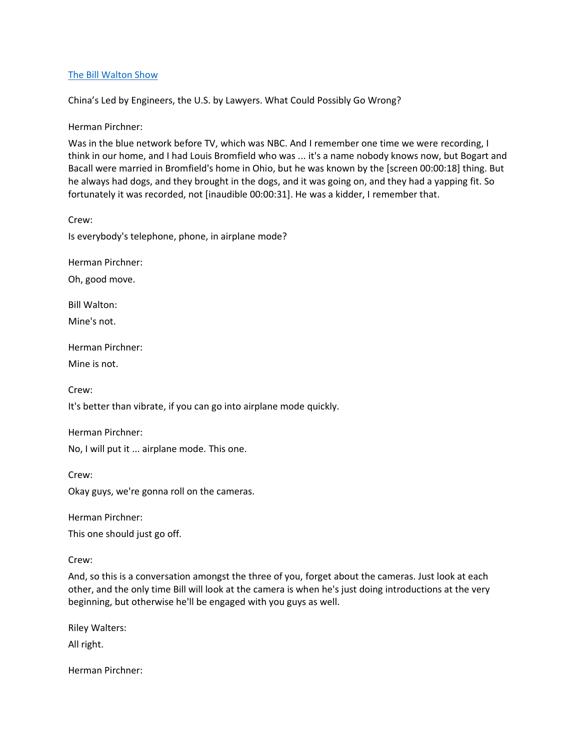[The Bill Walton Show](#)

China's Led by Engineers, the U.S. by Lawyers. What Could Possibly Go Wrong?

Herman Pirchner:

Was in the blue network before TV, which was NBC. And I remember one time we were recording, I think in our home, and I had Louis Bromfield who was ... it's a name nobody knows now, but Bogart and Bacall were married in Bromfield's home in Ohio, but he was known by the [screen 00:00:18] thing. But he always had dogs, and they brought in the dogs, and it was going on, and they had a yapping fit. So fortunately it was recorded, not [inaudible 00:00:31]. He was a kidder, I remember that.

Crew:

Is everybody's telephone, phone, in airplane mode?

Herman Pirchner:

Oh, good move.

Bill Walton:

Mine's not.

Herman Pirchner:

Mine is not.

Crew:

It's better than vibrate, if you can go into airplane mode quickly.

Herman Pirchner:

No, I will put it ... airplane mode. This one.

Crew:

Okay guys, we're gonna roll on the cameras.

Herman Pirchner:

This one should just go off.

Crew:

And, so this is a conversation amongst the three of you, forget about the cameras. Just look at each other, and the only time Bill will look at the camera is when he's just doing introductions at the very beginning, but otherwise he'll be engaged with you guys as well.

Riley Walters:

All right.

Herman Pirchner: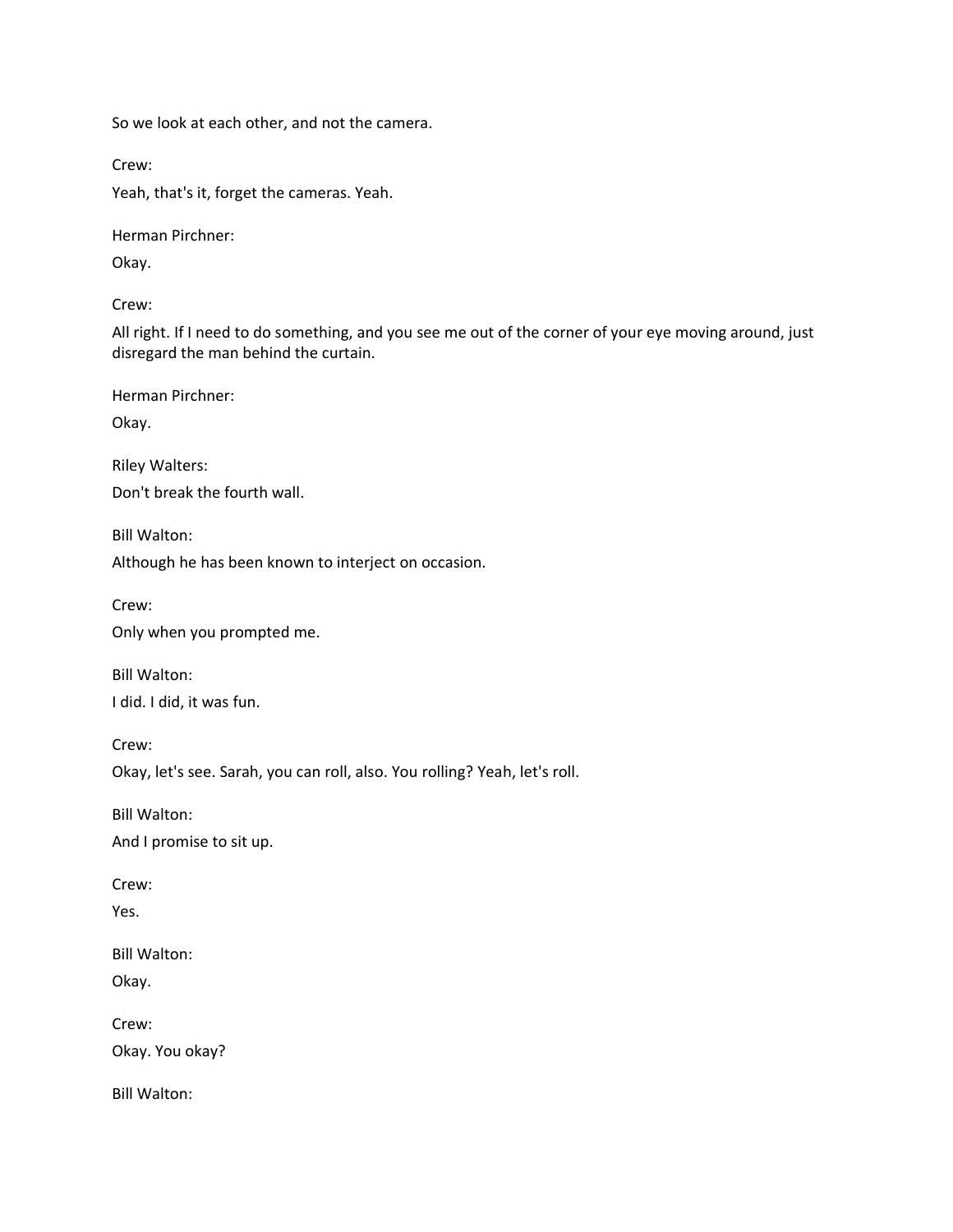So we look at each other, and not the camera.

Crew:

Yeah, that's it, forget the cameras. Yeah.

Herman Pirchner:

Okay.

Crew:

All right. If I need to do something, and you see me out of the corner of your eye moving around, just disregard the man behind the curtain.

Herman Pirchner:

Okay.

Riley Walters:

Don't break the fourth wall.

Bill Walton:

Although he has been known to interject on occasion.

Crew:

Only when you prompted me.

Bill Walton:

I did. I did, it was fun.

Crew:

Okay, let's see. Sarah, you can roll, also. You rolling? Yeah, let's roll.

Bill Walton:

And I promise to sit up.

Crew:

Yes.

Bill Walton:

Okay.

Crew:

Okay. You okay?

Bill Walton: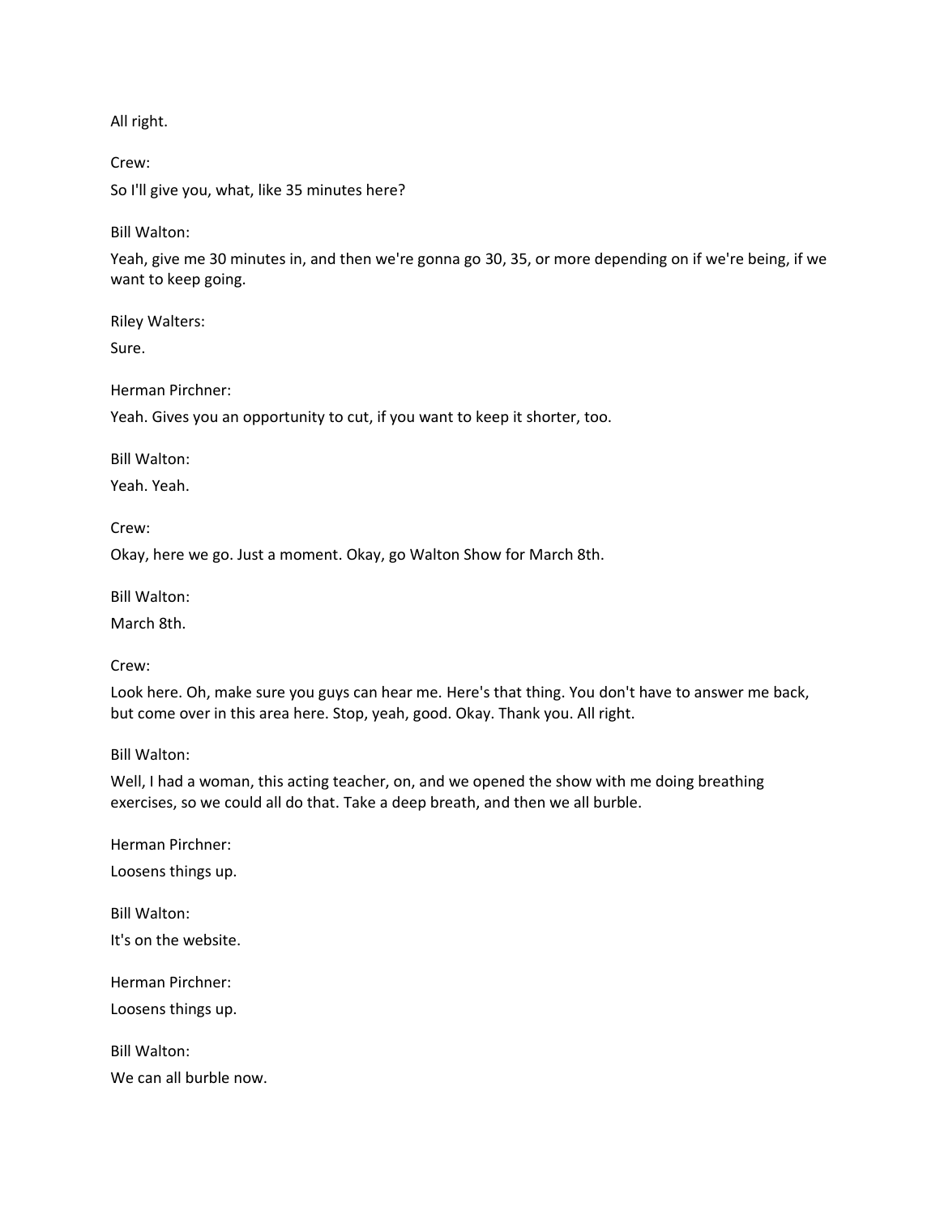All right.

Crew:

So I'll give you, what, like 35 minutes here?

Bill Walton:

Yeah, give me 30 minutes in, and then we're gonna go 30, 35, or more depending on if we're being, if we want to keep going.

Riley Walters:

Sure.

Herman Pirchner:

Yeah. Gives you an opportunity to cut, if you want to keep it shorter, too.

Bill Walton:

Yeah. Yeah.

Crew:

Okay, here we go. Just a moment. Okay, go Walton Show for March 8th.

Bill Walton:

March 8th.

Crew:

Look here. Oh, make sure you guys can hear me. Here's that thing. You don't have to answer me back, but come over in this area here. Stop, yeah, good. Okay. Thank you. All right.

Bill Walton:

Well, I had a woman, this acting teacher, on, and we opened the show with me doing breathing exercises, so we could all do that. Take a deep breath, and then we all burble.

Herman Pirchner:

Loosens things up.

Bill Walton:

It's on the website.

Herman Pirchner:

Loosens things up.

Bill Walton:

We can all burble now.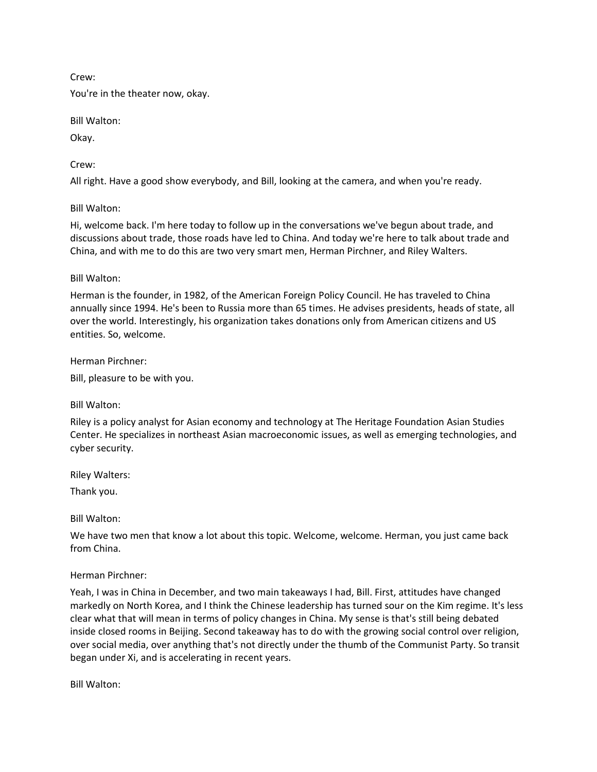Crew:

You're in the theater now, okay.

Bill Walton:

Okay.

Crew:

All right. Have a good show everybody, and Bill, looking at the camera, and when you're ready.

Bill Walton:

Hi, welcome back. I'm here today to follow up in the conversations we've begun about trade, and discussions about trade, those roads have led to China. And today we're here to talk about trade and China, and with me to do this are two very smart men, Herman Pirchner, and Riley Walters.

Bill Walton:

Herman is the founder, in 1982, of the American Foreign Policy Council. He has traveled to China annually since 1994. He's been to Russia more than 65 times. He advises presidents, heads of state, all over the world. Interestingly, his organization takes donations only from American citizens and US entities. So, welcome.

Herman Pirchner:

Bill, pleasure to be with you.

Bill Walton:

Riley is a policy analyst for Asian economy and technology at The Heritage Foundation Asian Studies Center. He specializes in northeast Asian macroeconomic issues, as well as emerging technologies, and cyber security.

Riley Walters:

Thank you.

Bill Walton:

We have two men that know a lot about this topic. Welcome, welcome. Herman, you just came back from China.

Herman Pirchner:

Yeah, I was in China in December, and two main takeaways I had, Bill. First, attitudes have changed markedly on North Korea, and I think the Chinese leadership has turned sour on the Kim regime. It's less clear what that will mean in terms of policy changes in China. My sense is that's still being debated inside closed rooms in Beijing. Second takeaway has to do with the growing social control over religion, over social media, over anything that's not directly under the thumb of the Communist Party. So transit began under Xi, and is accelerating in recent years.

Bill Walton: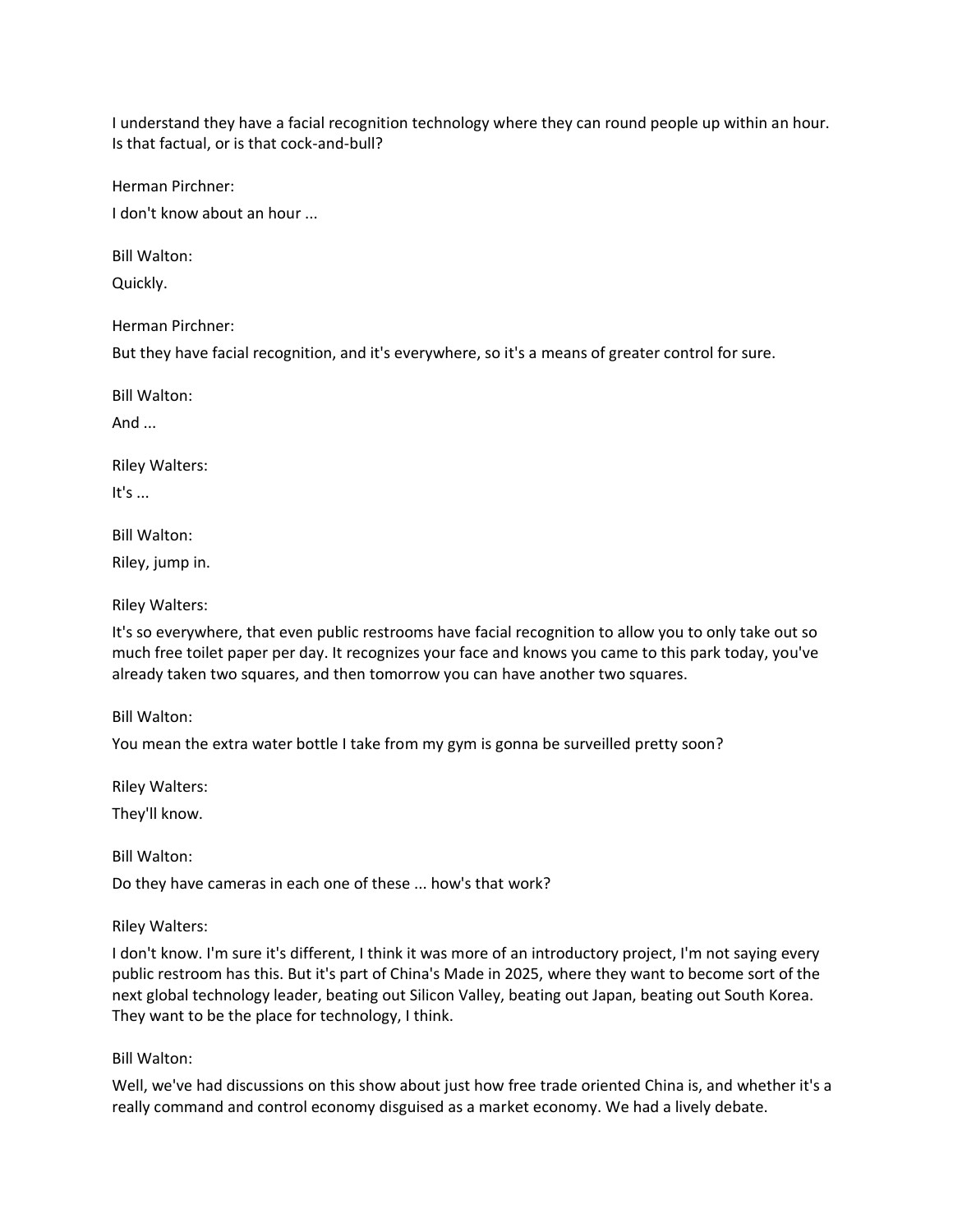I understand they have a facial recognition technology where they can round people up within an hour. Is that factual, or is that cock-and-bull?

Herman Pirchner:

I don't know about an hour ...

Bill Walton:

Quickly.

Herman Pirchner:

But they have facial recognition, and it's everywhere, so it's a means of greater control for sure.

Bill Walton:

And ...

Riley Walters:

It's ...

Bill Walton:

Riley, jump in.

Riley Walters:

It's so everywhere, that even public restrooms have facial recognition to allow you to only take out so much free toilet paper per day. It recognizes your face and knows you came to this park today, you've already taken two squares, and then tomorrow you can have another two squares.

Bill Walton:

You mean the extra water bottle I take from my gym is gonna be surveilled pretty soon?

Riley Walters:

They'll know.

Bill Walton:

Do they have cameras in each one of these ... how's that work?

Riley Walters:

I don't know. I'm sure it's different, I think it was more of an introductory project, I'm not saying every public restroom has this. But it's part of China's Made in 2025, where they want to become sort of the next global technology leader, beating out Silicon Valley, beating out Japan, beating out South Korea. They want to be the place for technology, I think.

Bill Walton:

Well, we've had discussions on this show about just how free trade oriented China is, and whether it's a really command and control economy disguised as a market economy. We had a lively debate.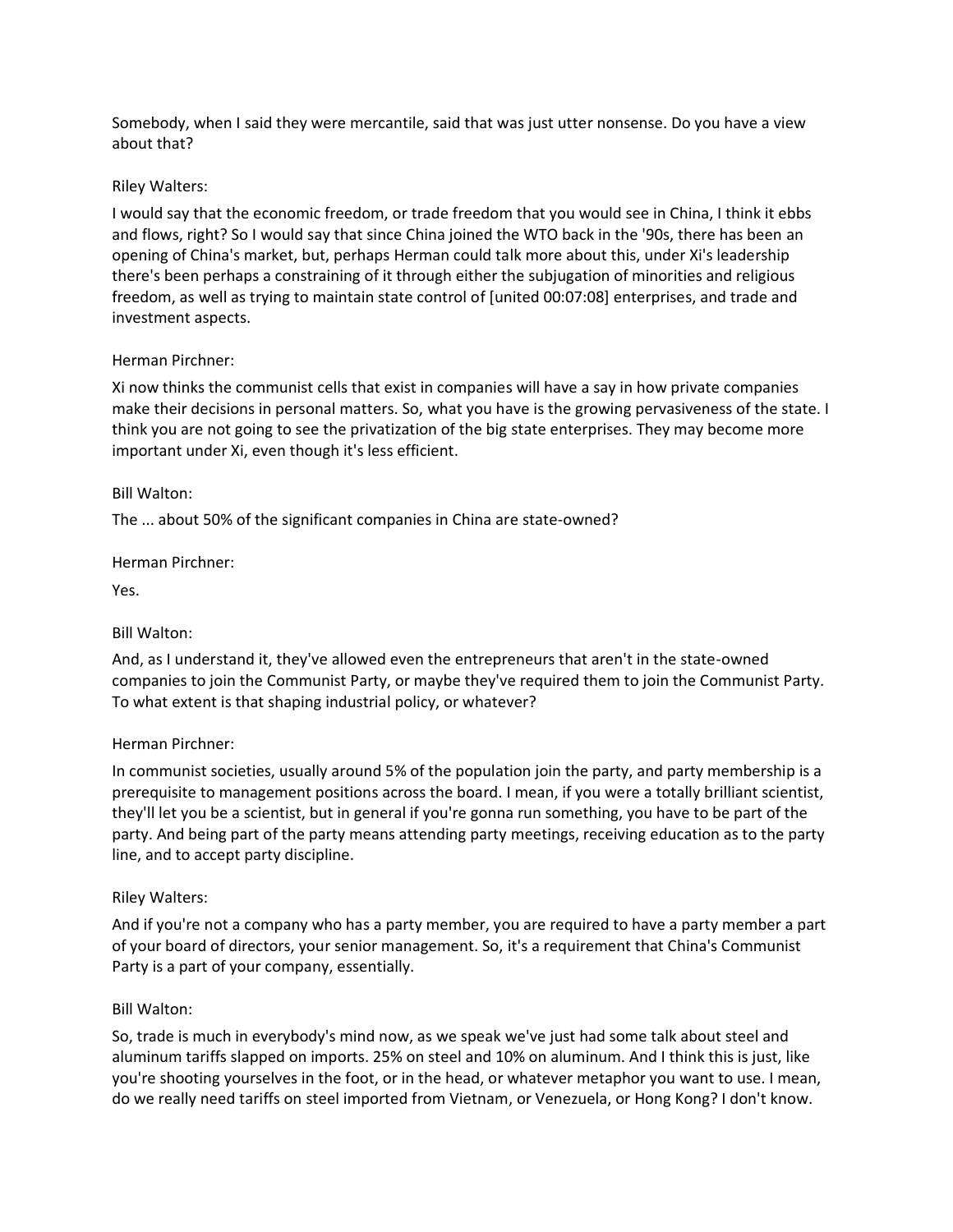Somebody, when I said they were mercantile, said that was just utter nonsense. Do you have a view about that?

Riley Walters:

I would say that the economic freedom, or trade freedom that you would see in China, I think it ebbs and flows, right? So I would say that since China joined the WTO back in the '90s, there has been an opening of China's market, but, perhaps Herman could talk more about this, under Xi's leadership there's been perhaps a constraining of it through either the subjugation of minorities and religious freedom, as well as trying to maintain state control of [united 00:07:08] enterprises, and trade and investment aspects.

Herman Pirchner:

Xi now thinks the communist cells that exist in companies will have a say in how private companies make their decisions in personal matters. So, what you have is the growing pervasiveness of the state. I think you are not going to see the privatization of the big state enterprises. They may become more important under Xi, even though it's less efficient.

Bill Walton:

The ... about 50% of the significant companies in China are state-owned?

Herman Pirchner:

Yes.

Bill Walton:

And, as I understand it, they've allowed even the entrepreneurs that aren't in the state-owned companies to join the Communist Party, or maybe they've required them to join the Communist Party. To what extent is that shaping industrial policy, or whatever?

Herman Pirchner:

In communist societies, usually around 5% of the population join the party, and party membership is a prerequisite to management positions across the board. I mean, if you were a totally brilliant scientist, they'll let you be a scientist, but in general if you're gonna run something, you have to be part of the party. And being part of the party means attending party meetings, receiving education as to the party line, and to accept party discipline.

Riley Walters:

And if you're not a company who has a party member, you are required to have a party member a part of your board of directors, your senior management. So, it's a requirement that China's Communist Party is a part of your company, essentially.

Bill Walton:

So, trade is much in everybody's mind now, as we speak we've just had some talk about steel and aluminum tariffs slapped on imports. 25% on steel and 10% on aluminum. And I think this is just, like you're shooting yourselves in the foot, or in the head, or whatever metaphor you want to use. I mean, do we really need tariffs on steel imported from Vietnam, or Venezuela, or Hong Kong? I don't know.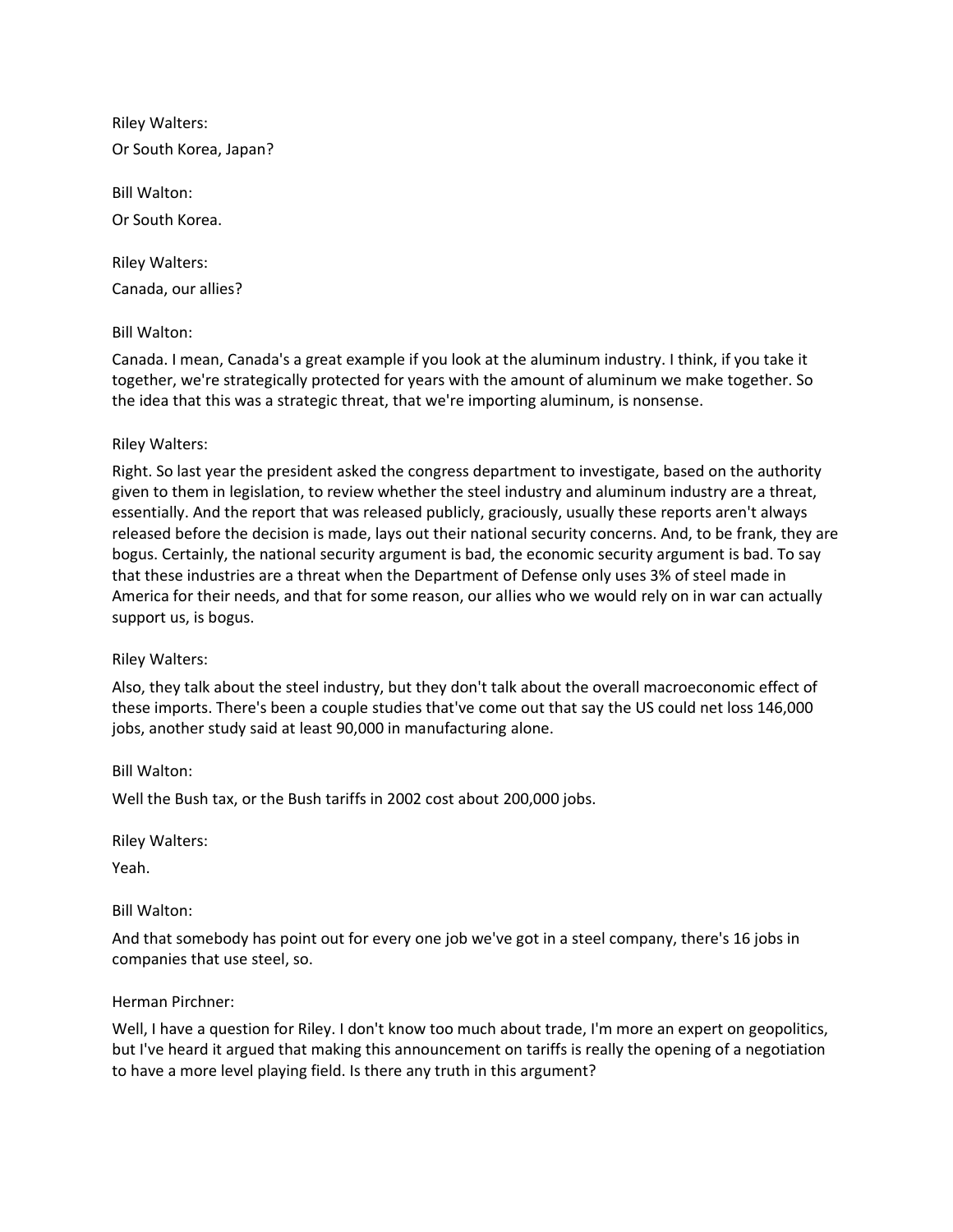Riley Walters:

Or South Korea, Japan?

Bill Walton:

Or South Korea.

Riley Walters:

Canada, our allies?

Bill Walton:

Canada. I mean, Canada's a great example if you look at the aluminum industry. I think, if you take it together, we're strategically protected for years with the amount of aluminum we make together. So the idea that this was a strategic threat, that we're importing aluminum, is nonsense.

Riley Walters:

Right. So last year the president asked the congress department to investigate, based on the authority given to them in legislation, to review whether the steel industry and aluminum industry are a threat, essentially. And the report that was released publicly, graciously, usually these reports aren't always released before the decision is made, lays out their national security concerns. And, to be frank, they are bogus. Certainly, the national security argument is bad, the economic security argument is bad. To say that these industries are a threat when the Department of Defense only uses 3% of steel made in America for their needs, and that for some reason, our allies who we would rely on in war can actually support us, is bogus.

Riley Walters:

Also, they talk about the steel industry, but they don't talk about the overall macroeconomic effect of these imports. There's been a couple studies that've come out that say the US could net loss 146,000 jobs, another study said at least 90,000 in manufacturing alone.

Bill Walton:

Well the Bush tax, or the Bush tariffs in 2002 cost about 200,000 jobs.

Riley Walters:

Yeah.

Bill Walton:

And that somebody has point out for every one job we've got in a steel company, there's 16 jobs in companies that use steel, so.

Herman Pirchner:

Well, I have a question for Riley. I don't know too much about trade, I'm more an expert on geopolitics, but I've heard it argued that making this announcement on tariffs is really the opening of a negotiation to have a more level playing field. Is there any truth in this argument?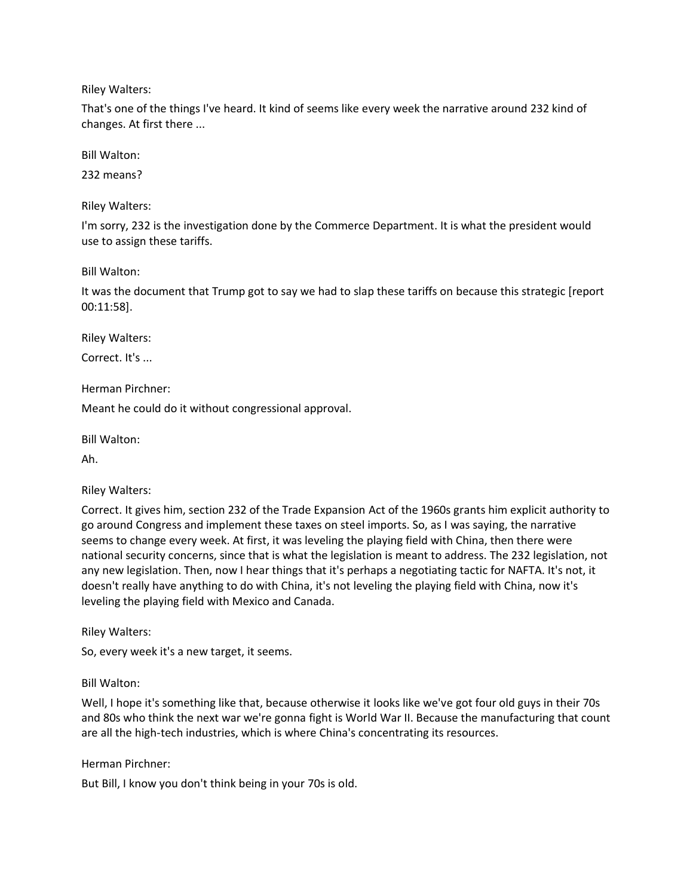Riley Walters:

That's one of the things I've heard. It kind of seems like every week the narrative around 232 kind of changes. At first there ...

Bill Walton:

232 means?

Riley Walters:

I'm sorry, 232 is the investigation done by the Commerce Department. It is what the president would use to assign these tariffs.

Bill Walton:

It was the document that Trump got to say we had to slap these tariffs on because this strategic [report 00:11:58].

Riley Walters:

Correct. It's ...

Herman Pirchner:

Meant he could do it without congressional approval.

Bill Walton:

Ah.

Riley Walters:

Correct. It gives him, section 232 of the Trade Expansion Act of the 1960s grants him explicit authority to go around Congress and implement these taxes on steel imports. So, as I was saying, the narrative seems to change every week. At first, it was leveling the playing field with China, then there were national security concerns, since that is what the legislation is meant to address. The 232 legislation, not any new legislation. Then, now I hear things that it's perhaps a negotiating tactic for NAFTA. It's not, it doesn't really have anything to do with China, it's not leveling the playing field with China, now it's leveling the playing field with Mexico and Canada.

Riley Walters:

So, every week it's a new target, it seems.

Bill Walton:

Well, I hope it's something like that, because otherwise it looks like we've got four old guys in their 70s and 80s who think the next war we're gonna fight is World War II. Because the manufacturing that count are all the high-tech industries, which is where China's concentrating its resources.

Herman Pirchner:

But Bill, I know you don't think being in your 70s is old.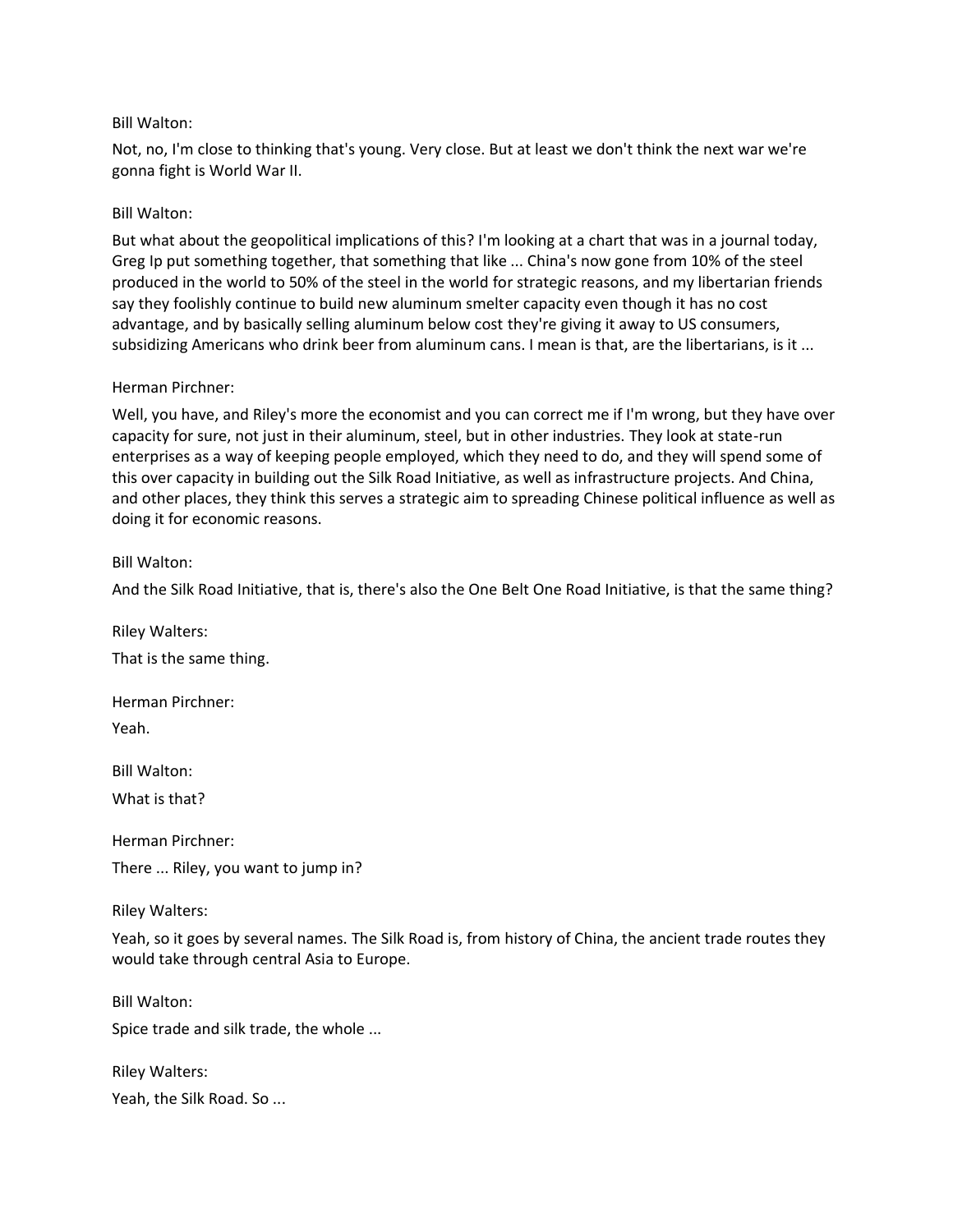Bill Walton:

Not, no, I'm close to thinking that's young. Very close. But at least we don't think the next war we're gonna fight is World War II.

Bill Walton:

But what about the geopolitical implications of this? I'm looking at a chart that was in a journal today, Greg Ip put something together, that something that like ... China's now gone from 10% of the steel produced in the world to 50% of the steel in the world for strategic reasons, and my libertarian friends say they foolishly continue to build new aluminum smelter capacity even though it has no cost advantage, and by basically selling aluminum below cost they're giving it away to US consumers, subsidizing Americans who drink beer from aluminum cans. I mean is that, are the libertarians, is it ...

Herman Pirchner:

Well, you have, and Riley's more the economist and you can correct me if I'm wrong, but they have over capacity for sure, not just in their aluminum, steel, but in other industries. They look at state-run enterprises as a way of keeping people employed, which they need to do, and they will spend some of this over capacity in building out the Silk Road Initiative, as well as infrastructure projects. And China, and other places, they think this serves a strategic aim to spreading Chinese political influence as well as doing it for economic reasons.

Bill Walton:

And the Silk Road Initiative, that is, there's also the One Belt One Road Initiative, is that the same thing?

Riley Walters:

That is the same thing.

Herman Pirchner:

Yeah.

Bill Walton:

What is that?

Herman Pirchner:

There ... Riley, you want to jump in?

Riley Walters:

Yeah, so it goes by several names. The Silk Road is, from history of China, the ancient trade routes they would take through central Asia to Europe.

Bill Walton:

Spice trade and silk trade, the whole ...

Riley Walters:

Yeah, the Silk Road. So ...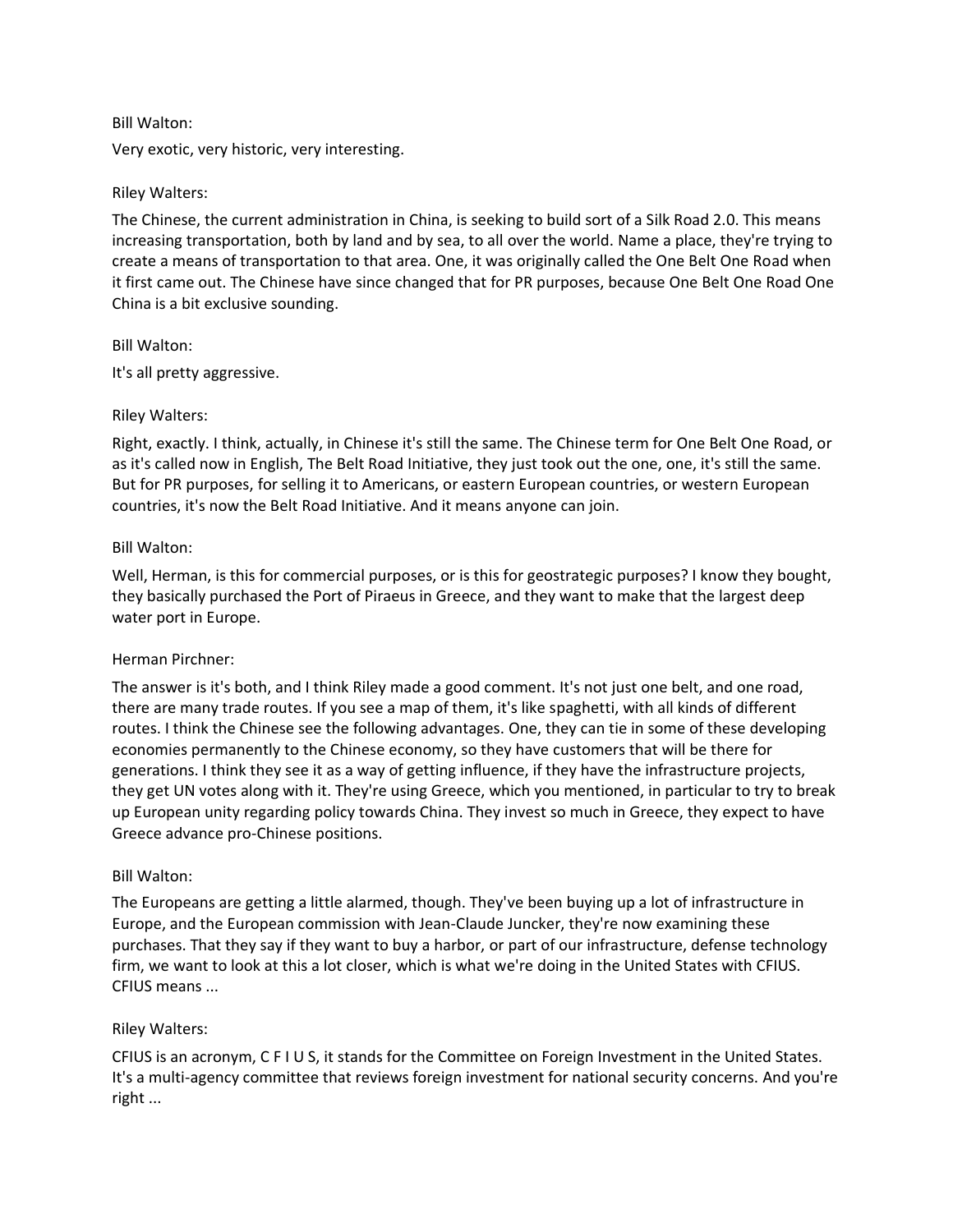Bill Walton:

Very exotic, very historic, very interesting.

Riley Walters:

The Chinese, the current administration in China, is seeking to build sort of a Silk Road 2.0. This means increasing transportation, both by land and by sea, to all over the world. Name a place, they're trying to create a means of transportation to that area. One, it was originally called the One Belt One Road when it first came out. The Chinese have since changed that for PR purposes, because One Belt One Road One China is a bit exclusive sounding.

Bill Walton:

It's all pretty aggressive.

Riley Walters:

Right, exactly. I think, actually, in Chinese it's still the same. The Chinese term for One Belt One Road, or as it's called now in English, The Belt Road Initiative, they just took out the one, one, it's still the same. But for PR purposes, for selling it to Americans, or eastern European countries, or western European countries, it's now the Belt Road Initiative. And it means anyone can join.

Bill Walton:

Well, Herman, is this for commercial purposes, or is this for geostrategic purposes? I know they bought, they basically purchased the Port of Piraeus in Greece, and they want to make that the largest deep water port in Europe.

Herman Pirchner:

The answer is it's both, and I think Riley made a good comment. It's not just one belt, and one road, there are many trade routes. If you see a map of them, it's like spaghetti, with all kinds of different routes. I think the Chinese see the following advantages. One, they can tie in some of these developing economies permanently to the Chinese economy, so they have customers that will be there for generations. I think they see it as a way of getting influence, if they have the infrastructure projects, they get UN votes along with it. They're using Greece, which you mentioned, in particular to try to break up European unity regarding policy towards China. They invest so much in Greece, they expect to have Greece advance pro-Chinese positions.

Bill Walton:

The Europeans are getting a little alarmed, though. They've been buying up a lot of infrastructure in Europe, and the European commission with Jean-Claude Juncker, they're now examining these purchases. That they say if they want to buy a harbor, or part of our infrastructure, defense technology firm, we want to look at this a lot closer, which is what we're doing in the United States with CFIUS. CFIUS means ...

Riley Walters:

CFIUS is an acronym, C F I U S, it stands for the Committee on Foreign Investment in the United States. It's a multi-agency committee that reviews foreign investment for national security concerns. And you're right ...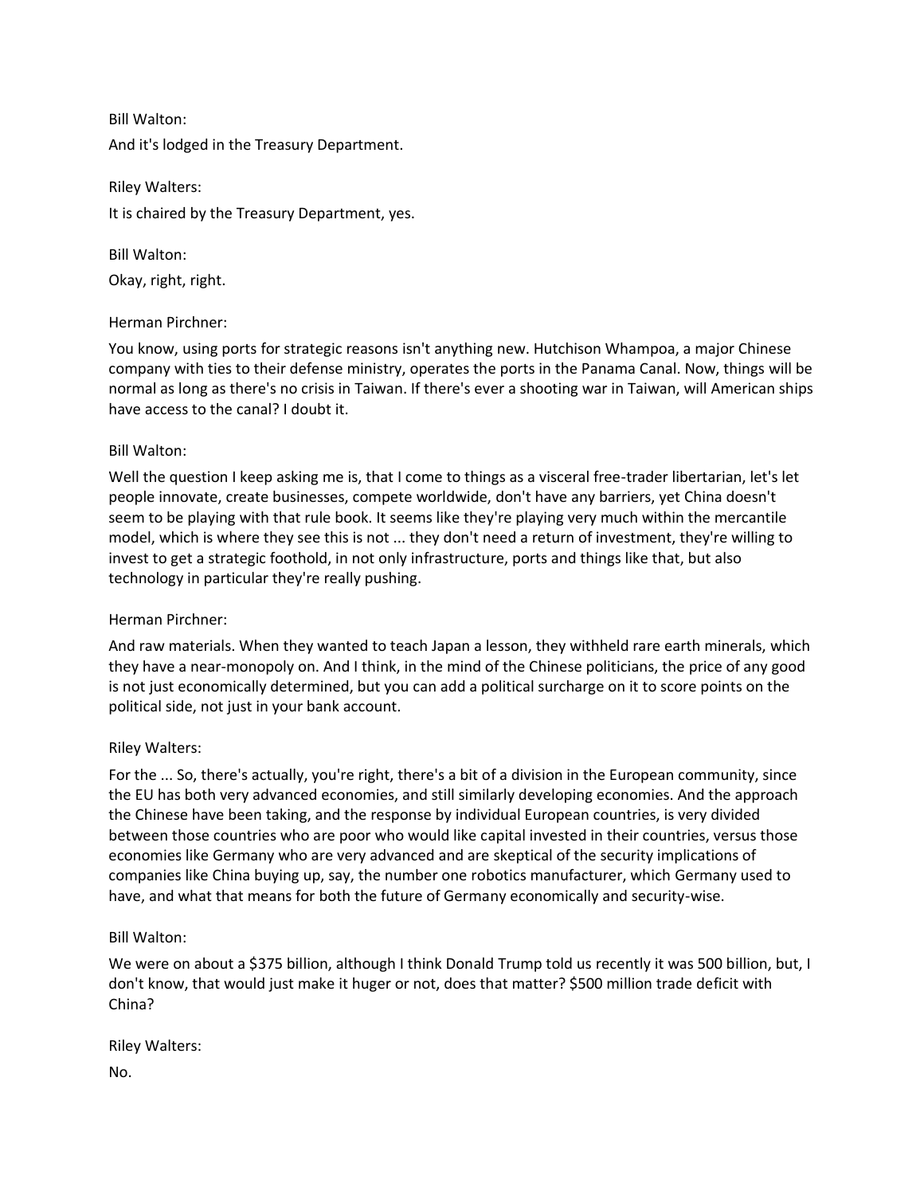Bill Walton:

And it's lodged in the Treasury Department.

Riley Walters:

It is chaired by the Treasury Department, yes.

Bill Walton:

Okay, right, right.

Herman Pirchner:

You know, using ports for strategic reasons isn't anything new. Hutchison Whampoa, a major Chinese company with ties to their defense ministry, operates the ports in the Panama Canal. Now, things will be normal as long as there's no crisis in Taiwan. If there's ever a shooting war in Taiwan, will American ships have access to the canal? I doubt it.

Bill Walton:

Well the question I keep asking me is, that I come to things as a visceral free-trader libertarian, let's let people innovate, create businesses, compete worldwide, don't have any barriers, yet China doesn't seem to be playing with that rule book. It seems like they're playing very much within the mercantile model, which is where they see this is not ... they don't need a return of investment, they're willing to invest to get a strategic foothold, in not only infrastructure, ports and things like that, but also technology in particular they're really pushing.

Herman Pirchner:

And raw materials. When they wanted to teach Japan a lesson, they withheld rare earth minerals, which they have a near-monopoly on. And I think, in the mind of the Chinese politicians, the price of any good is not just economically determined, but you can add a political surcharge on it to score points on the political side, not just in your bank account.

Riley Walters:

For the ... So, there's actually, you're right, there's a bit of a division in the European community, since the EU has both very advanced economies, and still similarly developing economies. And the approach the Chinese have been taking, and the response by individual European countries, is very divided between those countries who are poor who would like capital invested in their countries, versus those economies like Germany who are very advanced and are skeptical of the security implications of companies like China buying up, say, the number one robotics manufacturer, which Germany used to have, and what that means for both the future of Germany economically and security-wise.

Bill Walton:

We were on about a $375 billion, although I think Donald Trump told us recently it was 500 billion, but, I don't know, that would just make it huger or not, does that matter? $500 million trade deficit with China?

Riley Walters:

No.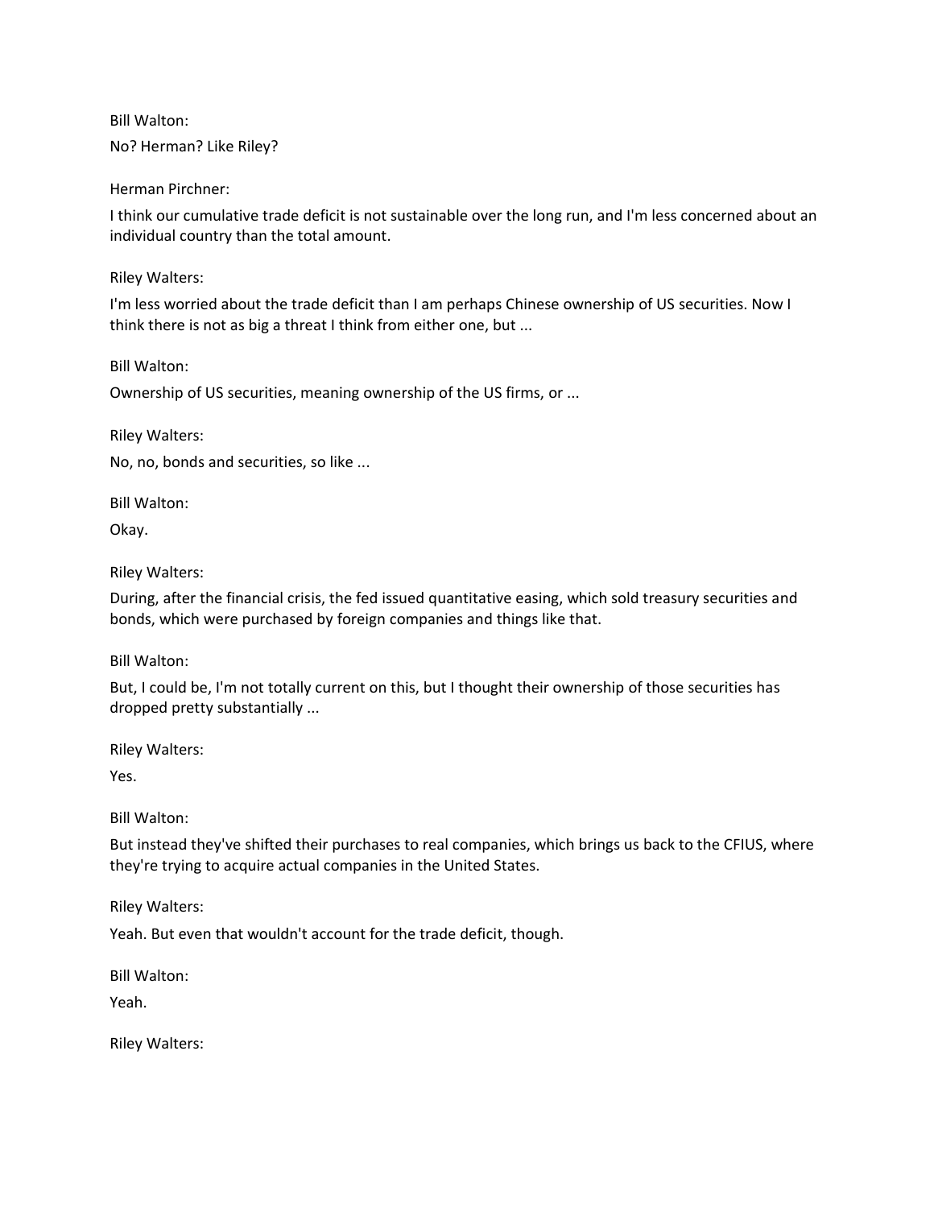Bill Walton:

No? Herman? Like Riley?

Herman Pirchner:

I think our cumulative trade deficit is not sustainable over the long run, and I'm less concerned about an individual country than the total amount.

Riley Walters:

I'm less worried about the trade deficit than I am perhaps Chinese ownership of US securities. Now I think there is not as big a threat I think from either one, but ...

Bill Walton:

Ownership of US securities, meaning ownership of the US firms, or ...

Riley Walters:

No, no, bonds and securities, so like ...

Bill Walton:

Okay.

Riley Walters:

During, after the financial crisis, the fed issued quantitative easing, which sold treasury securities and bonds, which were purchased by foreign companies and things like that.

Bill Walton:

But, I could be, I'm not totally current on this, but I thought their ownership of those securities has dropped pretty substantially ...

Riley Walters:

Yes.

Bill Walton:

But instead they've shifted their purchases to real companies, which brings us back to the CFIUS, where they're trying to acquire actual companies in the United States.

Riley Walters:

Yeah. But even that wouldn't account for the trade deficit, though.

Bill Walton:

Yeah.

Riley Walters: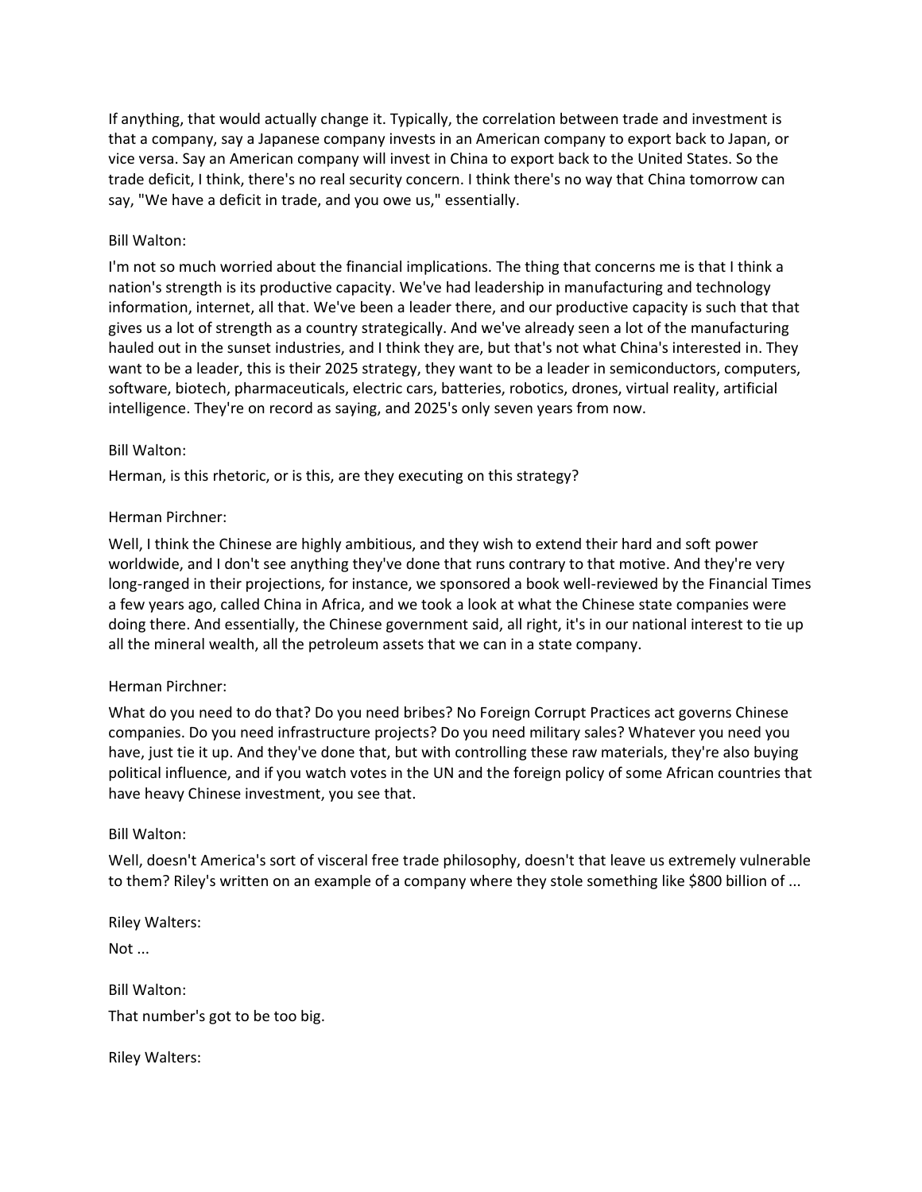If anything, that would actually change it. Typically, the correlation between trade and investment is that a company, say a Japanese company invests in an American company to export back to Japan, or vice versa. Say an American company will invest in China to export back to the United States. So the trade deficit, I think, there's no real security concern. I think there's no way that China tomorrow can say, "We have a deficit in trade, and you owe us," essentially.

Bill Walton:

I'm not so much worried about the financial implications. The thing that concerns me is that I think a nation's strength is its productive capacity. We've had leadership in manufacturing and technology information, internet, all that. We've been a leader there, and our productive capacity is such that that gives us a lot of strength as a country strategically. And we've already seen a lot of the manufacturing hauled out in the sunset industries, and I think they are, but that's not what China's interested in. They want to be a leader, this is their 2025 strategy, they want to be a leader in semiconductors, computers, software, biotech, pharmaceuticals, electric cars, batteries, robotics, drones, virtual reality, artificial intelligence. They're on record as saying, and 2025's only seven years from now.

Bill Walton:

Herman, is this rhetoric, or is this, are they executing on this strategy?

Herman Pirchner:

Well, I think the Chinese are highly ambitious, and they wish to extend their hard and soft power worldwide, and I don't see anything they've done that runs contrary to that motive. And they're very long-ranged in their projections, for instance, we sponsored a book well-reviewed by the Financial Times a few years ago, called China in Africa, and we took a look at what the Chinese state companies were doing there. And essentially, the Chinese government said, all right, it's in our national interest to tie up all the mineral wealth, all the petroleum assets that we can in a state company.

Herman Pirchner:

What do you need to do that? Do you need bribes? No Foreign Corrupt Practices act governs Chinese companies. Do you need infrastructure projects? Do you need military sales? Whatever you need you have, just tie it up. And they've done that, but with controlling these raw materials, they're also buying political influence, and if you watch votes in the UN and the foreign policy of some African countries that have heavy Chinese investment, you see that.

Bill Walton:

Well, doesn't America's sort of visceral free trade philosophy, doesn't that leave us extremely vulnerable to them? Riley's written on an example of a company where they stole something like $800 billion of ...

Riley Walters:

Not ...

Bill Walton:

That number's got to be too big.

Riley Walters: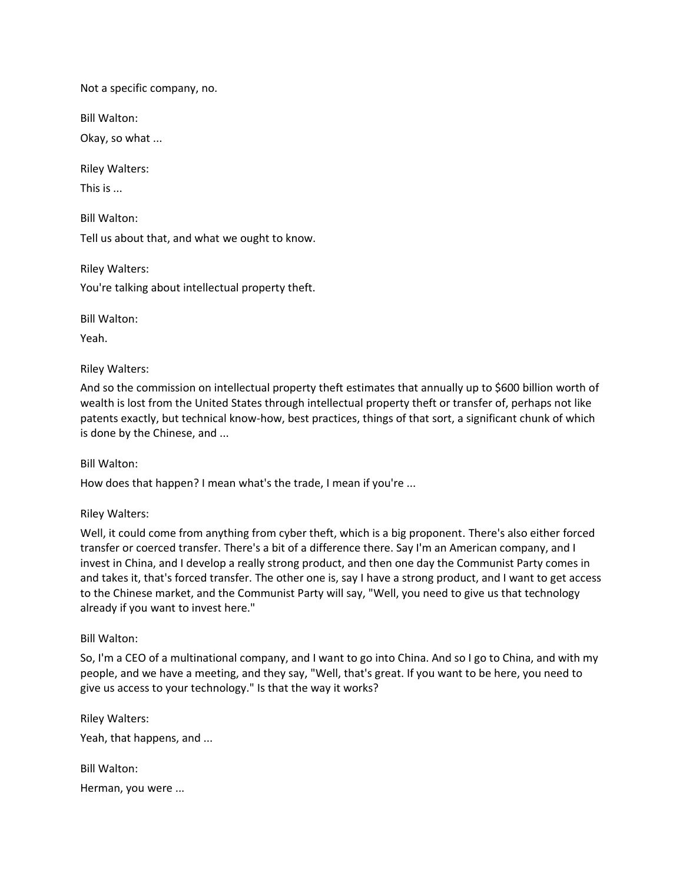Not a specific company, no.

Bill Walton:

Okay, so what ...

Riley Walters:

This is ...

Bill Walton:

Tell us about that, and what we ought to know.

Riley Walters:

You're talking about intellectual property theft.

Bill Walton:

Yeah.

Riley Walters:

And so the commission on intellectual property theft estimates that annually up to $600 billion worth of wealth is lost from the United States through intellectual property theft or transfer of, perhaps not like patents exactly, but technical know-how, best practices, things of that sort, a significant chunk of which is done by the Chinese, and ...

Bill Walton:

How does that happen? I mean what's the trade, I mean if you're ...

Riley Walters:

Well, it could come from anything from cyber theft, which is a big proponent. There's also either forced transfer or coerced transfer. There's a bit of a difference there. Say I'm an American company, and I invest in China, and I develop a really strong product, and then one day the Communist Party comes in and takes it, that's forced transfer. The other one is, say I have a strong product, and I want to get access to the Chinese market, and the Communist Party will say, "Well, you need to give us that technology already if you want to invest here."

Bill Walton:

So, I'm a CEO of a multinational company, and I want to go into China. And so I go to China, and with my people, and we have a meeting, and they say, "Well, that's great. If you want to be here, you need to give us access to your technology." Is that the way it works?

Riley Walters:

Yeah, that happens, and ...

Bill Walton:

Herman, you were ...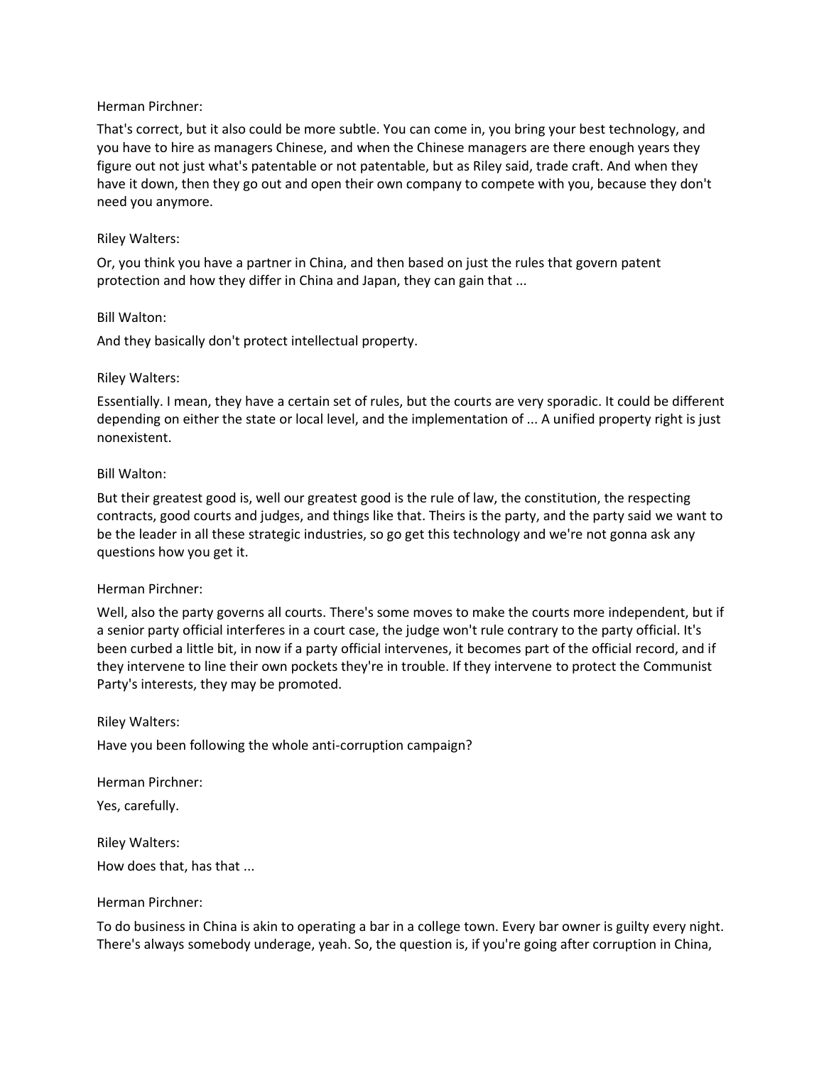Herman Pirchner:

That's correct, but it also could be more subtle. You can come in, you bring your best technology, and you have to hire as managers Chinese, and when the Chinese managers are there enough years they figure out not just what's patentable or not patentable, but as Riley said, trade craft. And when they have it down, then they go out and open their own company to compete with you, because they don't need you anymore.

Riley Walters:

Or, you think you have a partner in China, and then based on just the rules that govern patent protection and how they differ in China and Japan, they can gain that ...

Bill Walton:

And they basically don't protect intellectual property.

Riley Walters:

Essentially. I mean, they have a certain set of rules, but the courts are very sporadic. It could be different depending on either the state or local level, and the implementation of ... A unified property right is just nonexistent.

Bill Walton:

But their greatest good is, well our greatest good is the rule of law, the constitution, the respecting contracts, good courts and judges, and things like that. Theirs is the party, and the party said we want to be the leader in all these strategic industries, so go get this technology and we're not gonna ask any questions how you get it.

Herman Pirchner:

Well, also the party governs all courts. There's some moves to make the courts more independent, but if a senior party official interferes in a court case, the judge won't rule contrary to the party official. It's been curbed a little bit, in now if a party official intervenes, it becomes part of the official record, and if they intervene to line their own pockets they're in trouble. If they intervene to protect the Communist Party's interests, they may be promoted.

Riley Walters:

Have you been following the whole anti-corruption campaign?

Herman Pirchner:

Yes, carefully.

Riley Walters:

How does that, has that ...

Herman Pirchner:

To do business in China is akin to operating a bar in a college town. Every bar owner is guilty every night. There's always somebody underage, yeah. So, the question is, if you're going after corruption in China,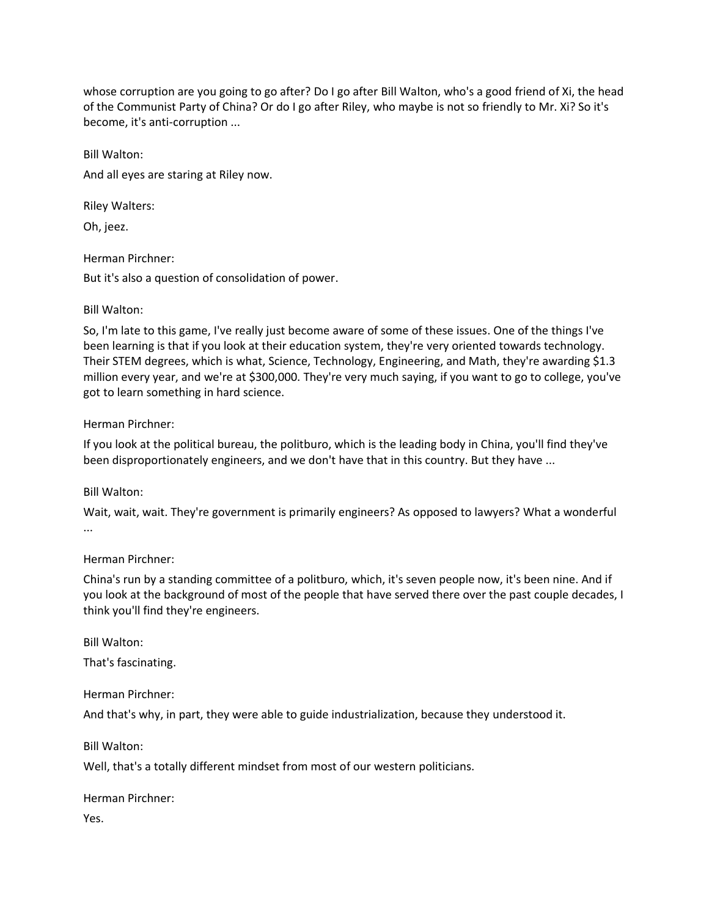whose corruption are you going to go after? Do I go after Bill Walton, who's a good friend of Xi, the head of the Communist Party of China? Or do I go after Riley, who maybe is not so friendly to Mr. Xi? So it's become, it's anti-corruption ...

Bill Walton:

And all eyes are staring at Riley now.

Riley Walters:

Oh, jeez.

Herman Pirchner:

But it's also a question of consolidation of power.

Bill Walton:

So, I'm late to this game, I've really just become aware of some of these issues. One of the things I've been learning is that if you look at their education system, they're very oriented towards technology. Their STEM degrees, which is what, Science, Technology, Engineering, and Math, they're awarding $1.3 million every year, and we're at $300,000. They're very much saying, if you want to go to college, you've got to learn something in hard science.

Herman Pirchner:

If you look at the political bureau, the politburo, which is the leading body in China, you'll find they've been disproportionately engineers, and we don't have that in this country. But they have ...

Bill Walton:

Wait, wait, wait. They're government is primarily engineers? As opposed to lawyers? What a wonderful ...

Herman Pirchner:

China's run by a standing committee of a politburo, which, it's seven people now, it's been nine. And if you look at the background of most of the people that have served there over the past couple decades, I think you'll find they're engineers.

Bill Walton:

That's fascinating.

Herman Pirchner:

And that's why, in part, they were able to guide industrialization, because they understood it.

Bill Walton:

Well, that's a totally different mindset from most of our western politicians.

Herman Pirchner:

Yes.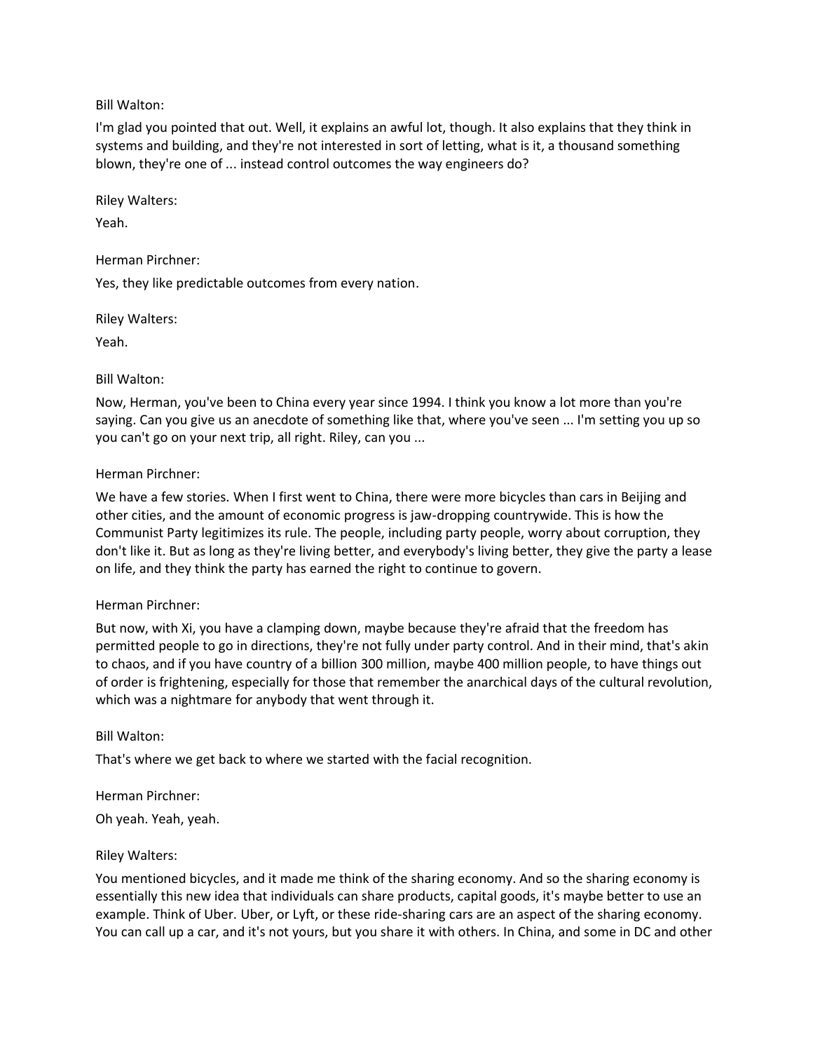Bill Walton:

I'm glad you pointed that out. Well, it explains an awful lot, though. It also explains that they think in systems and building, and they're not interested in sort of letting, what is it, a thousand something blown, they're one of ... instead control outcomes the way engineers do?

Riley Walters:

Yeah.

Herman Pirchner:

Yes, they like predictable outcomes from every nation.

Riley Walters:

Yeah.

Bill Walton:

Now, Herman, you've been to China every year since 1994. I think you know a lot more than you're saying. Can you give us an anecdote of something like that, where you've seen ... I'm setting you up so you can't go on your next trip, all right. Riley, can you ...

Herman Pirchner:

We have a few stories. When I first went to China, there were more bicycles than cars in Beijing and other cities, and the amount of economic progress is jaw-dropping countrywide. This is how the Communist Party legitimizes its rule. The people, including party people, worry about corruption, they don't like it. But as long as they're living better, and everybody's living better, they give the party a lease on life, and they think the party has earned the right to continue to govern.

Herman Pirchner:

But now, with Xi, you have a clamping down, maybe because they're afraid that the freedom has permitted people to go in directions, they're not fully under party control. And in their mind, that's akin to chaos, and if you have country of a billion 300 million, maybe 400 million people, to have things out of order is frightening, especially for those that remember the anarchical days of the cultural revolution, which was a nightmare for anybody that went through it.

Bill Walton:

That's where we get back to where we started with the facial recognition.

Herman Pirchner:

Oh yeah. Yeah, yeah.

Riley Walters:

You mentioned bicycles, and it made me think of the sharing economy. And so the sharing economy is essentially this new idea that individuals can share products, capital goods, it's maybe better to use an example. Think of Uber. Uber, or Lyft, or these ride-sharing cars are an aspect of the sharing economy. You can call up a car, and it's not yours, but you share it with others. In China, and some in DC and other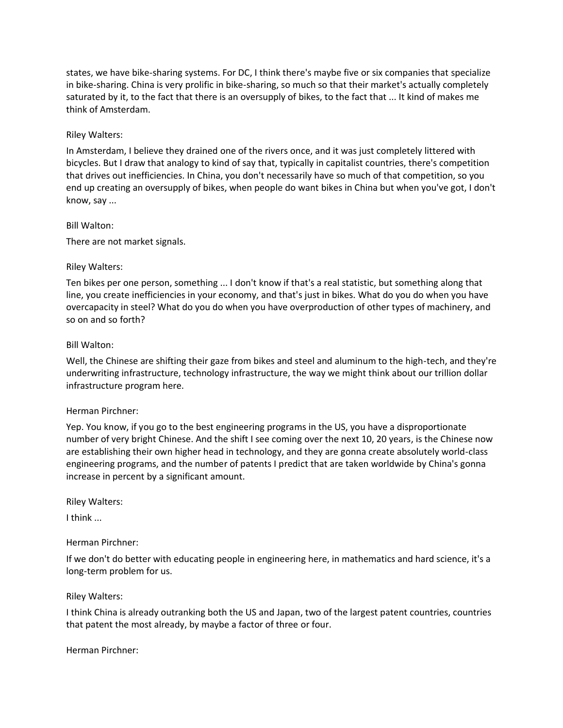states, we have bike-sharing systems. For DC, I think there's maybe five or six companies that specialize in bike-sharing. China is very prolific in bike-sharing, so much so that their market's actually completely saturated by it, to the fact that there is an oversupply of bikes, to the fact that ... It kind of makes me think of Amsterdam.

Riley Walters:

In Amsterdam, I believe they drained one of the rivers once, and it was just completely littered with bicycles. But I draw that analogy to kind of say that, typically in capitalist countries, there's competition that drives out inefficiencies. In China, you don't necessarily have so much of that competition, so you end up creating an oversupply of bikes, when people do want bikes in China but when you've got, I don't know, say ...

Bill Walton:

There are not market signals.

Riley Walters:

Ten bikes per one person, something ... I don't know if that's a real statistic, but something along that line, you create inefficiencies in your economy, and that's just in bikes. What do you do when you have overcapacity in steel? What do you do when you have overproduction of other types of machinery, and so on and so forth?

Bill Walton:

Well, the Chinese are shifting their gaze from bikes and steel and aluminum to the high-tech, and they're underwriting infrastructure, technology infrastructure, the way we might think about our trillion dollar infrastructure program here.

Herman Pirchner:

Yep. You know, if you go to the best engineering programs in the US, you have a disproportionate number of very bright Chinese. And the shift I see coming over the next 10, 20 years, is the Chinese now are establishing their own higher head in technology, and they are gonna create absolutely world-class engineering programs, and the number of patents I predict that are taken worldwide by China's gonna increase in percent by a significant amount.

Riley Walters:

I think ...

Herman Pirchner:

If we don't do better with educating people in engineering here, in mathematics and hard science, it's a long-term problem for us.

Riley Walters:

I think China is already outranking both the US and Japan, two of the largest patent countries, countries that patent the most already, by maybe a factor of three or four.

Herman Pirchner: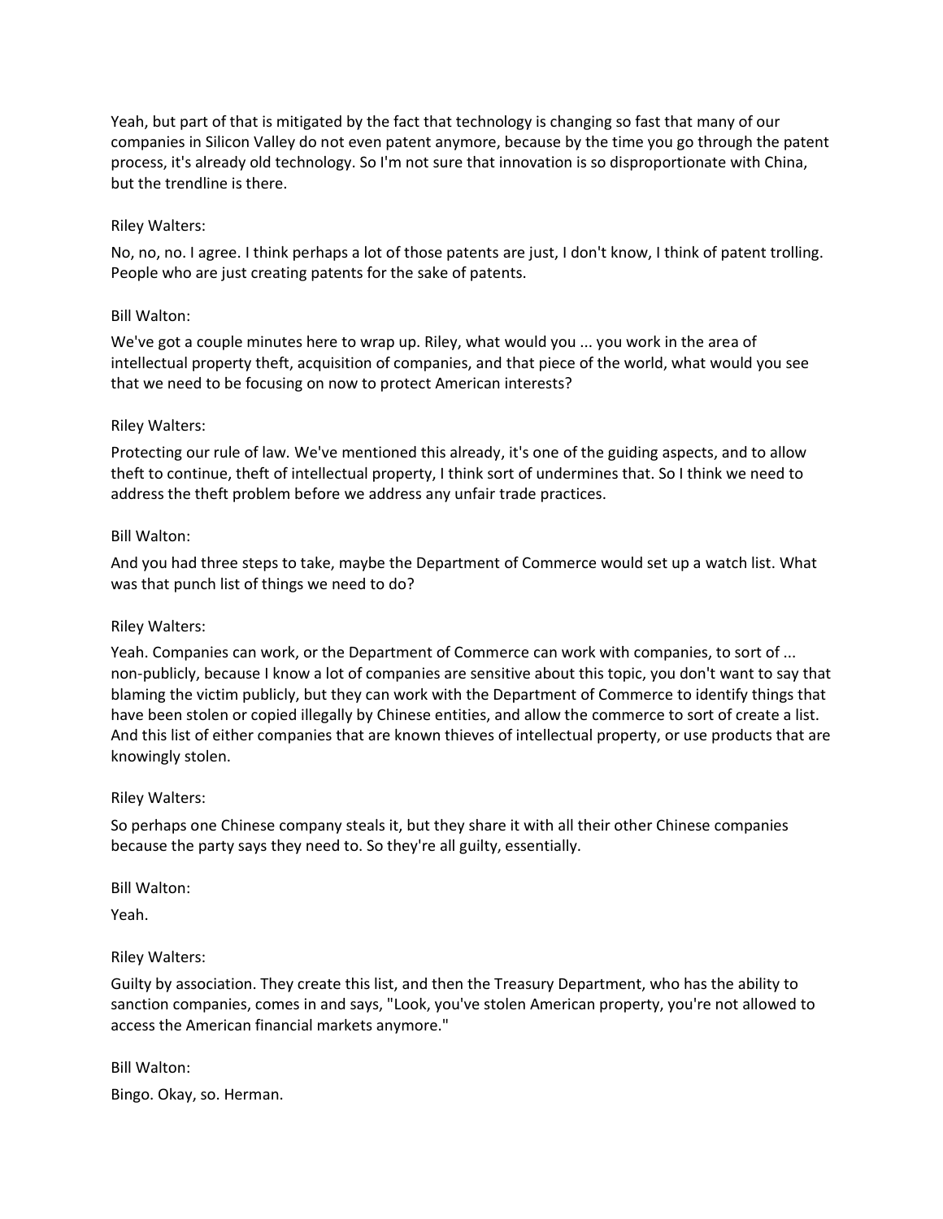Yeah, but part of that is mitigated by the fact that technology is changing so fast that many of our companies in Silicon Valley do not even patent anymore, because by the time you go through the patent process, it's already old technology. So I'm not sure that innovation is so disproportionate with China, but the trendline is there.

Riley Walters:

No, no, no. I agree. I think perhaps a lot of those patents are just, I don't know, I think of patent trolling. People who are just creating patents for the sake of patents.

Bill Walton:

We've got a couple minutes here to wrap up. Riley, what would you ... you work in the area of intellectual property theft, acquisition of companies, and that piece of the world, what would you see that we need to be focusing on now to protect American interests?

Riley Walters:

Protecting our rule of law. We've mentioned this already, it's one of the guiding aspects, and to allow theft to continue, theft of intellectual property, I think sort of undermines that. So I think we need to address the theft problem before we address any unfair trade practices.

Bill Walton:

And you had three steps to take, maybe the Department of Commerce would set up a watch list. What was that punch list of things we need to do?

Riley Walters:

Yeah. Companies can work, or the Department of Commerce can work with companies, to sort of ... non-publicly, because I know a lot of companies are sensitive about this topic, you don't want to say that blaming the victim publicly, but they can work with the Department of Commerce to identify things that have been stolen or copied illegally by Chinese entities, and allow the commerce to sort of create a list. And this list of either companies that are known thieves of intellectual property, or use products that are knowingly stolen.

Riley Walters:

So perhaps one Chinese company steals it, but they share it with all their other Chinese companies because the party says they need to. So they're all guilty, essentially.

Bill Walton:

Yeah.

Riley Walters:

Guilty by association. They create this list, and then the Treasury Department, who has the ability to sanction companies, comes in and says, "Look, you've stolen American property, you're not allowed to access the American financial markets anymore."

Bill Walton:

Bingo. Okay, so. Herman.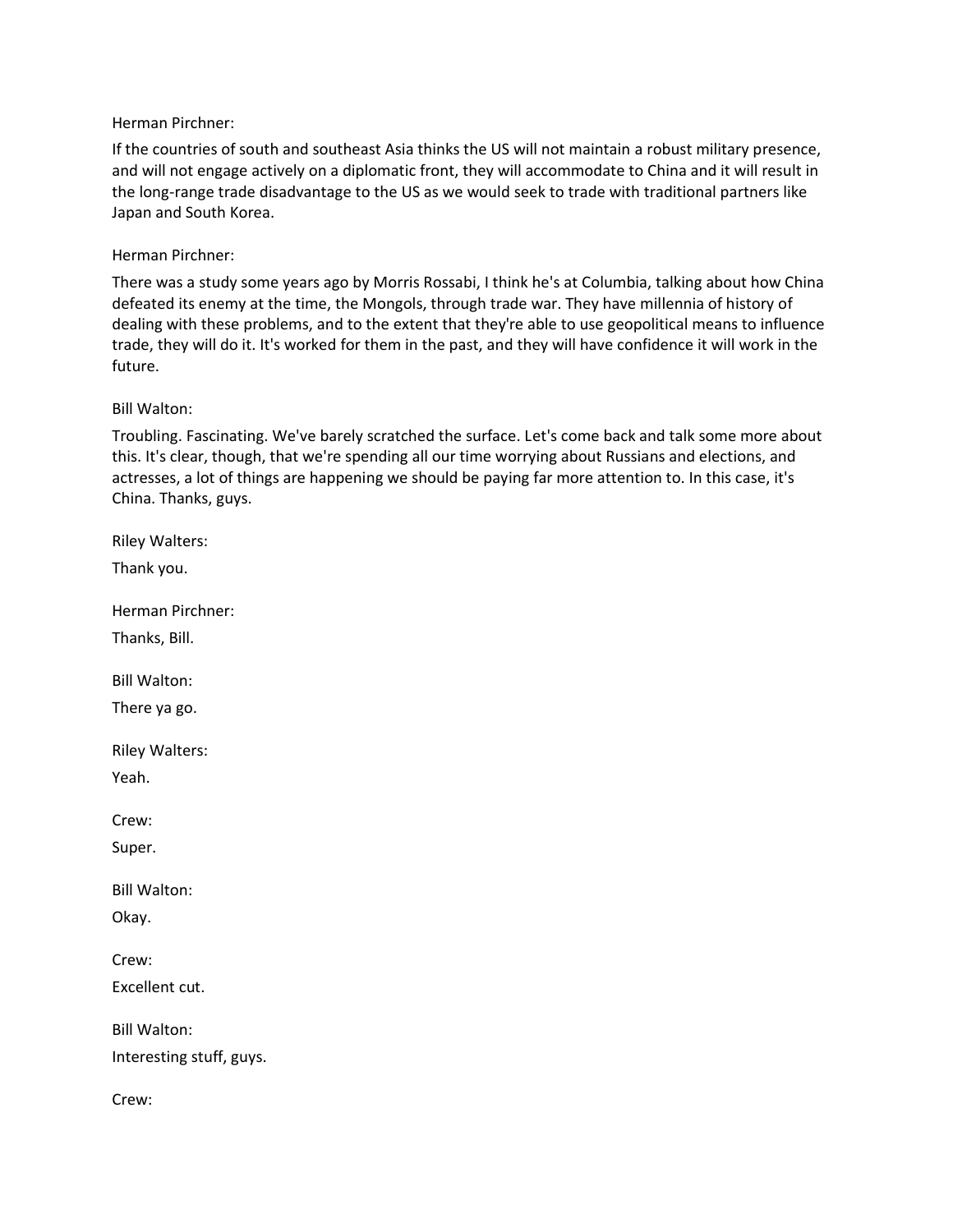Herman Pirchner:

If the countries of south and southeast Asia thinks the US will not maintain a robust military presence, and will not engage actively on a diplomatic front, they will accommodate to China and it will result in the long-range trade disadvantage to the US as we would seek to trade with traditional partners like Japan and South Korea.

Herman Pirchner:

There was a study some years ago by Morris Rossabi, I think he's at Columbia, talking about how China defeated its enemy at the time, the Mongols, through trade war. They have millennia of history of dealing with these problems, and to the extent that they're able to use geopolitical means to influence trade, they will do it. It's worked for them in the past, and they will have confidence it will work in the future.

Bill Walton:

Troubling. Fascinating. We've barely scratched the surface. Let's come back and talk some more about this. It's clear, though, that we're spending all our time worrying about Russians and elections, and actresses, a lot of things are happening we should be paying far more attention to. In this case, it's China. Thanks, guys.

Riley Walters:

Thank you.

Herman Pirchner:

Thanks, Bill.

Bill Walton:

There ya go.

Riley Walters:

Yeah.

Crew:

Super.

Bill Walton:

Okay.

Crew:

Excellent cut.

Bill Walton:

Interesting stuff, guys.

Crew: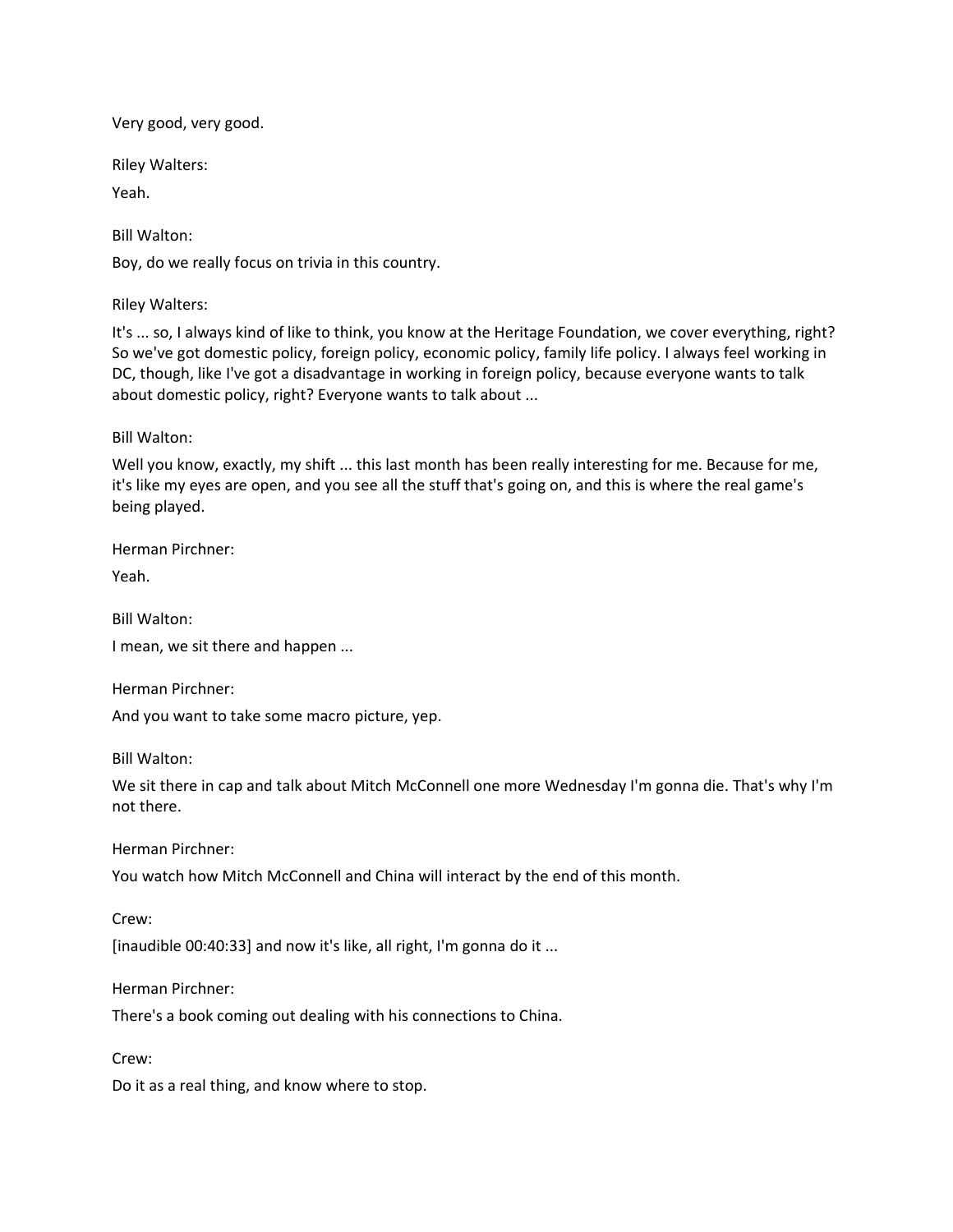Very good, very good.

Riley Walters:

Yeah.

Bill Walton:

Boy, do we really focus on trivia in this country.

Riley Walters:

It's ... so, I always kind of like to think, you know at the Heritage Foundation, we cover everything, right? So we've got domestic policy, foreign policy, economic policy, family life policy. I always feel working in DC, though, like I've got a disadvantage in working in foreign policy, because everyone wants to talk about domestic policy, right? Everyone wants to talk about ...

Bill Walton:

Well you know, exactly, my shift ... this last month has been really interesting for me. Because for me, it's like my eyes are open, and you see all the stuff that's going on, and this is where the real game's being played.

Herman Pirchner:

Yeah.

Bill Walton:

I mean, we sit there and happen ...

Herman Pirchner:

And you want to take some macro picture, yep.

Bill Walton:

We sit there in cap and talk about Mitch McConnell one more Wednesday I'm gonna die. That's why I'm not there.

Herman Pirchner:

You watch how Mitch McConnell and China will interact by the end of this month.

Crew:

[inaudible 00:40:33] and now it's like, all right, I'm gonna do it ...

Herman Pirchner:

There's a book coming out dealing with his connections to China.

Crew:

Do it as a real thing, and know where to stop.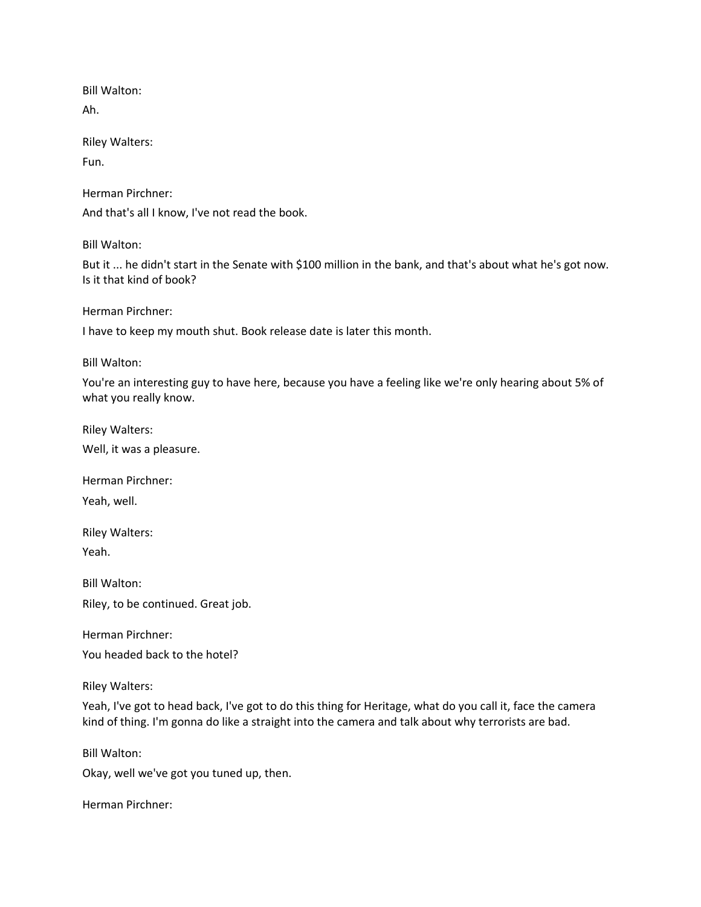Bill Walton:

Ah.

Riley Walters:

Fun.

Herman Pirchner:

And that's all I know, I've not read the book.

Bill Walton:

But it ... he didn't start in the Senate with $100 million in the bank, and that's about what he's got now. Is it that kind of book?

Herman Pirchner:

I have to keep my mouth shut. Book release date is later this month.

Bill Walton:

You're an interesting guy to have here, because you have a feeling like we're only hearing about 5% of what you really know.

Riley Walters:

Well, it was a pleasure.

Herman Pirchner:

Yeah, well.

Riley Walters:

Yeah.

Bill Walton:

Riley, to be continued. Great job.

Herman Pirchner:

You headed back to the hotel?

Riley Walters:

Yeah, I've got to head back, I've got to do this thing for Heritage, what do you call it, face the camera kind of thing. I'm gonna do like a straight into the camera and talk about why terrorists are bad.

Bill Walton:

Okay, well we've got you tuned up, then.

Herman Pirchner: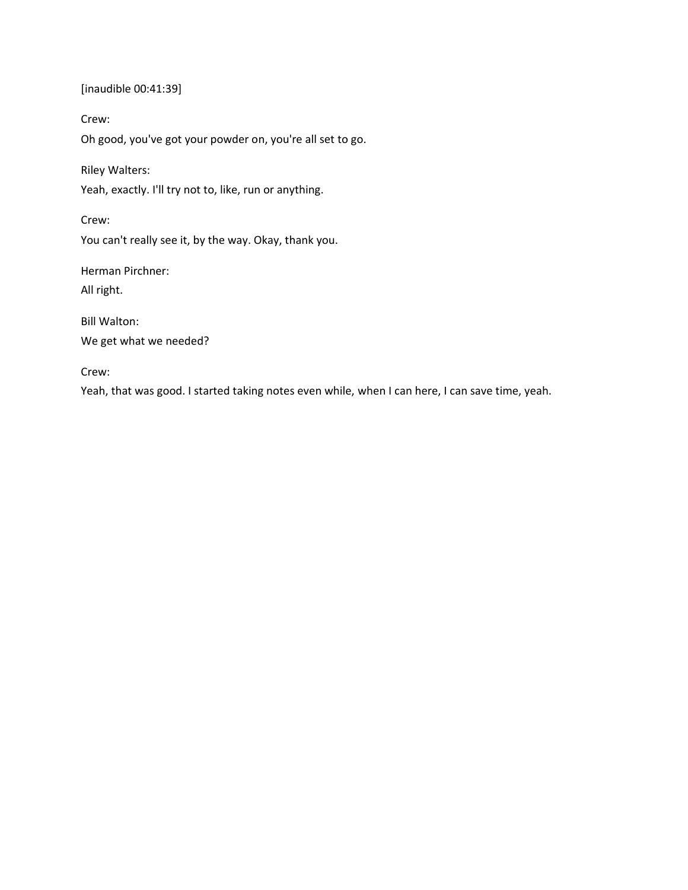[inaudible 00:41:39]

Crew:

Oh good, you've got your powder on, you're all set to go.

Riley Walters:

Yeah, exactly. I'll try not to, like, run or anything.

Crew:

You can't really see it, by the way. Okay, thank you.

Herman Pirchner:

All right.

Bill Walton:

We get what we needed?

Crew:

Yeah, that was good. I started taking notes even while, when I can here, I can save time, yeah.